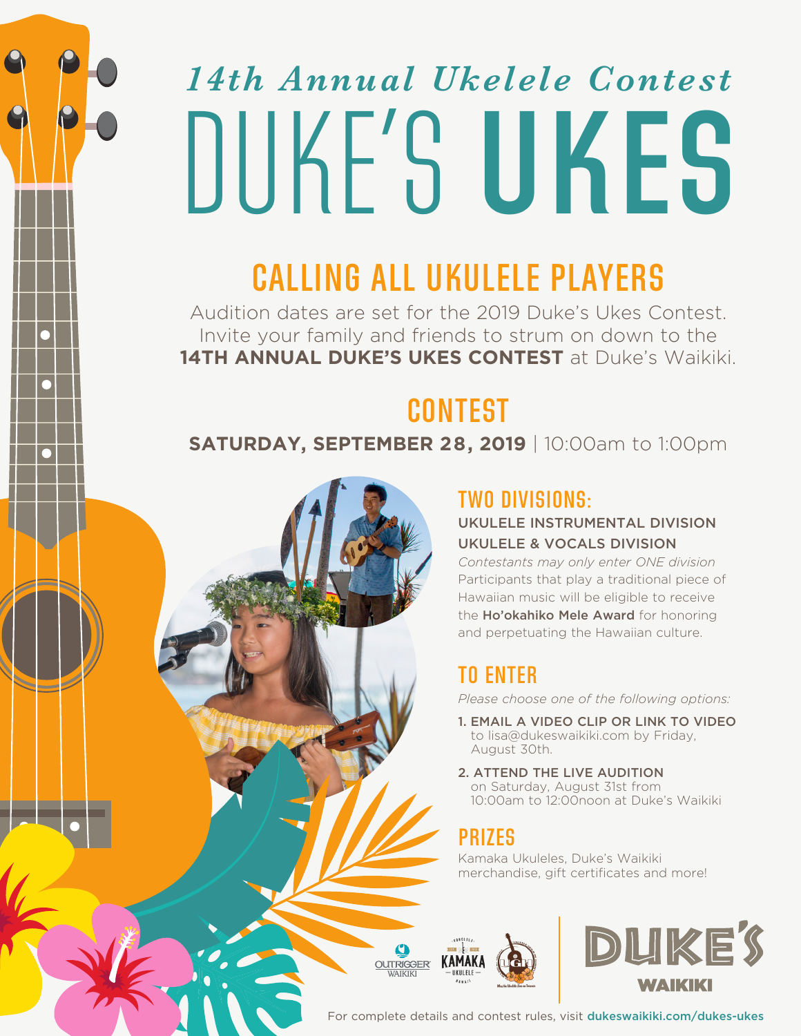# 14th Annual Ukelele Contest

# DUKE'S UKES

## CALLING ALL UKULELE PLAYERS

Audition dates are set for the 2019 Duke's Ukes Contest. Invite your family and friends to strum on down to the **14TH ANNUAL DUKE'S UKES CONTEST** at Duke's Waikiki.

## CONTEST

**SATURDAY, SEPTEMBER 28, 2019** | 10:00am to 1:00pm

### TWO DIVISIONS:

UKULELE INSTRUMENTAL DIVISION

UKULELE & VOCALS DIVISION

*Contestants may only enter ONE division*

Participants that play a traditional piece of Hawaiian music will be eligible to receive the **Ho'okahiko Mele Award** for honoring and perpetuating the Hawaiian culture.

### TO ENTER

*Please choose one of the following options:*

1. **EMAIL A VIDEO CLIP OR LINK TO VIDEO** to lisa@dukeswaikiki.com by Friday, August 30th.
2. **ATTEND THE LIVE AUDITION** on Saturday, August 31st from 10:00am to 12:00noon at Duke's Waikiki

### PRIZES

Kamaka Ukuleles, Duke's Waikiki merchandise, gift certificates and more!

OUTRIGGER WAIKIKI | KAMAKA UKULELE | DUKE'S WAIKIKI

For complete details and contest rules, visit dukeswaikiki.com/dukes-ukes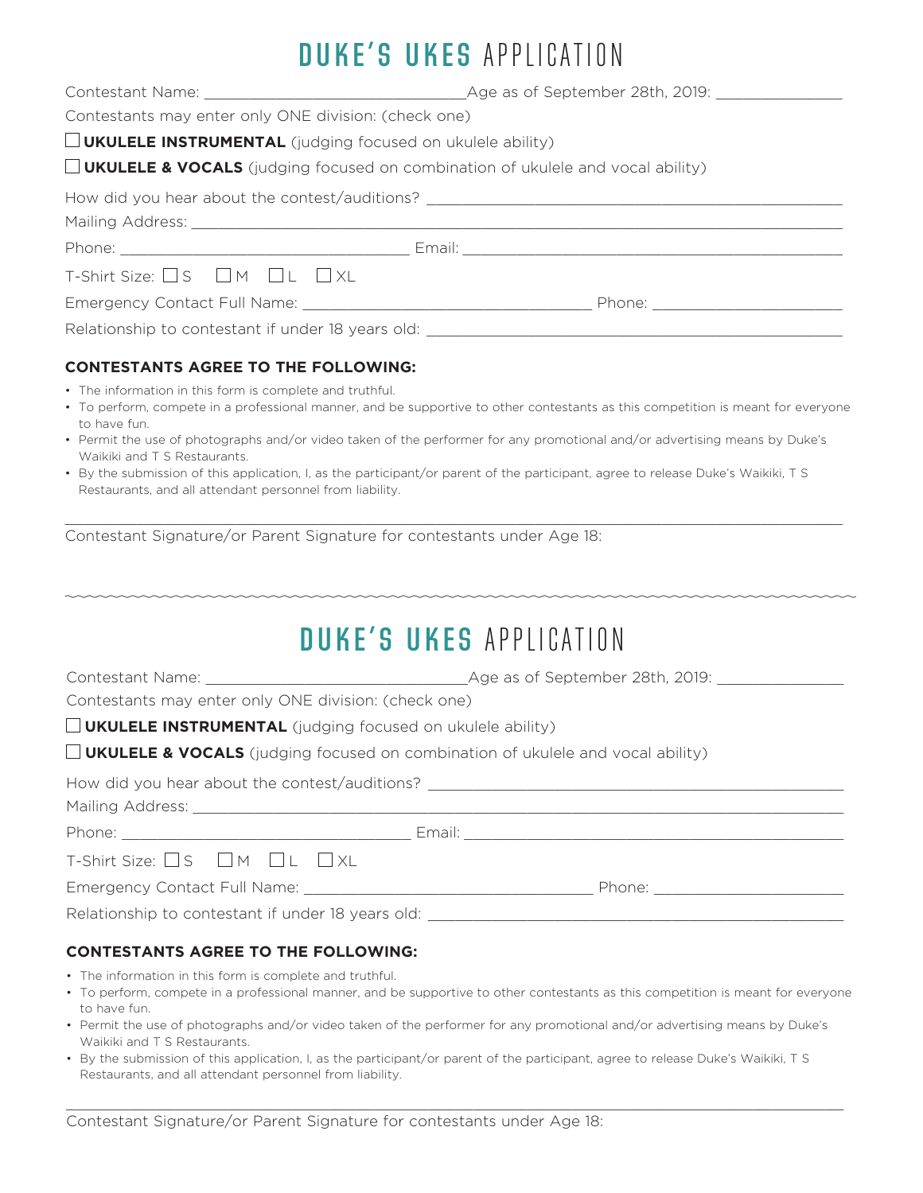# DUKE'S UKES APPLICATION

Contestant Name: ______________________________ Age as of September 28th, 2019: ______________

Contestants may enter only ONE division: (check one)

☐ **UKULELE INSTRUMENTAL** (judging focused on ukulele ability)

☐ **UKULELE & VOCALS** (judging focused on combination of ukulele and vocal ability)

How did you hear about the contest/auditions? ______________________________________________

Mailing Address: ____________________________________________________________________________

Phone: __________________________________ Email: ____________________________________________

T-Shirt Size: ☐ S ☐ M ☐ L ☐ XL

Emergency Contact Full Name: __________________________________ Phone: ______________________

Relationship to contestant if under 18 years old: ______________________________________________

### CONTESTANTS AGREE TO THE FOLLOWING:

- The information in this form is complete and truthful.
- To perform, compete in a professional manner, and be supportive to other contestants as this competition is meant for everyone to have fun.
- Permit the use of photographs and/or video taken of the performer for any promotional and/or advertising means by Duke's Waikiki and T S Restaurants.
- By the submission of this application, I, as the participant/or parent of the participant, agree to release Duke's Waikiki, T S Restaurants, and all attendant personnel from liability.

_____________________________________________________________________________________________

Contestant Signature/or Parent Signature for contestants under Age 18:

~~~~~~~~~~~~~~~~~~~~~~~~~~~~~~~~~~~~~~~~~~~~~~~~~~~~~~~~~~~~~~~~~~~~~~~~~~~~~~~~

# DUKE'S UKES APPLICATION

Contestant Name: ______________________________ Age as of September 28th, 2019: ______________

Contestants may enter only ONE division: (check one)

☐ **UKULELE INSTRUMENTAL** (judging focused on ukulele ability)

☐ **UKULELE & VOCALS** (judging focused on combination of ukulele and vocal ability)

How did you hear about the contest/auditions? ______________________________________________

Mailing Address: ____________________________________________________________________________

Phone: __________________________________ Email: ____________________________________________

T-Shirt Size: ☐ S ☐ M ☐ L ☐ XL

Emergency Contact Full Name: __________________________________ Phone: ______________________

Relationship to contestant if under 18 years old: ______________________________________________

### CONTESTANTS AGREE TO THE FOLLOWING:

- The information in this form is complete and truthful.
- To perform, compete in a professional manner, and be supportive to other contestants as this competition is meant for everyone to have fun.
- Permit the use of photographs and/or video taken of the performer for any promotional and/or advertising means by Duke's Waikiki and T S Restaurants.
- By the submission of this application, I, as the participant/or parent of the participant, agree to release Duke's Waikiki, T S Restaurants, and all attendant personnel from liability.

_____________________________________________________________________________________________

Contestant Signature/or Parent Signature for contestants under Age 18: